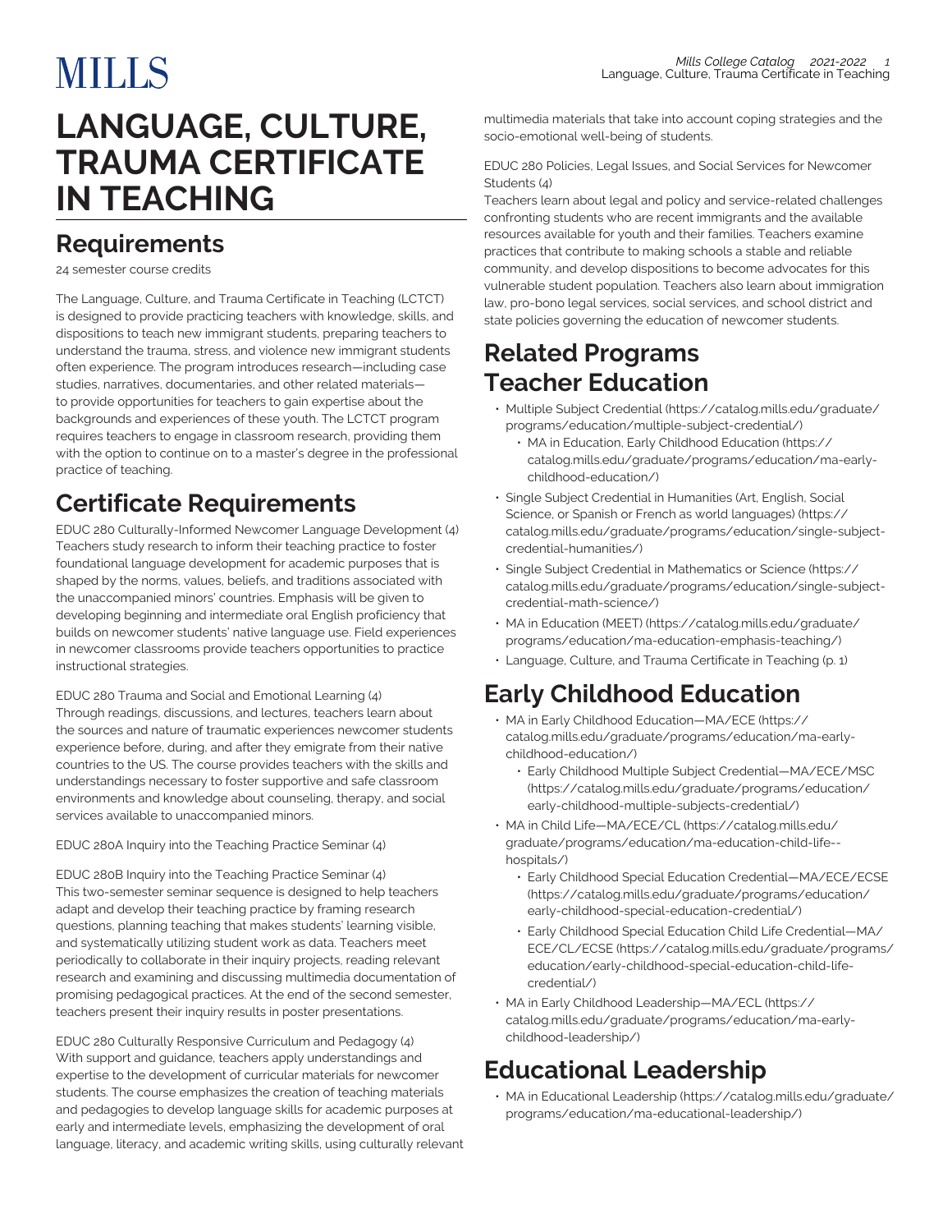# LANGUAGE, CULTURE, TRAUMA CERTIFICATE IN TEACHING

## Requirements

24 semester course credits

The Language, Culture, and Trauma Certificate in Teaching (LCTCT) is designed to provide practicing teachers with knowledge, skills, and dispositions to teach new immigrant students, preparing teachers to understand the trauma, stress, and violence new immigrant students often experience. The program introduces research—including case studies, narratives, documentaries, and other related materials—to provide opportunities for teachers to gain expertise about the backgrounds and experiences of these youth. The LCTCT program requires teachers to engage in classroom research, providing them with the option to continue on to a master's degree in the professional practice of teaching.

## Certificate Requirements

EDUC 280 Culturally-Informed Newcomer Language Development (4)
Teachers study research to inform their teaching practice to foster foundational language development for academic purposes that is shaped by the norms, values, beliefs, and traditions associated with the unaccompanied minors' countries. Emphasis will be given to developing beginning and intermediate oral English proficiency that builds on newcomer students' native language use. Field experiences in newcomer classrooms provide teachers opportunities to practice instructional strategies.

EDUC 280 Trauma and Social and Emotional Learning (4)
Through readings, discussions, and lectures, teachers learn about the sources and nature of traumatic experiences newcomer students experience before, during, and after they emigrate from their native countries to the US. The course provides teachers with the skills and understandings necessary to foster supportive and safe classroom environments and knowledge about counseling, therapy, and social services available to unaccompanied minors.

EDUC 280A Inquiry into the Teaching Practice Seminar (4)

EDUC 280B Inquiry into the Teaching Practice Seminar (4)
This two-semester seminar sequence is designed to help teachers adapt and develop their teaching practice by framing research questions, planning teaching that makes students' learning visible, and systematically utilizing student work as data. Teachers meet periodically to collaborate in their inquiry projects, reading relevant research and examining and discussing multimedia documentation of promising pedagogical practices. At the end of the second semester, teachers present their inquiry results in poster presentations.

EDUC 280 Culturally Responsive Curriculum and Pedagogy (4)
With support and guidance, teachers apply understandings and expertise to the development of curricular materials for newcomer students. The course emphasizes the creation of teaching materials and pedagogies to develop language skills for academic purposes at early and intermediate levels, emphasizing the development of oral language, literacy, and academic writing skills, using culturally relevant multimedia materials that take into account coping strategies and the socio-emotional well-being of students.

EDUC 280 Policies, Legal Issues, and Social Services for Newcomer Students (4)
Teachers learn about legal and policy and service-related challenges confronting students who are recent immigrants and the available resources available for youth and their families. Teachers examine practices that contribute to making schools a stable and reliable community, and develop dispositions to become advocates for this vulnerable student population. Teachers also learn about immigration law, pro-bono legal services, social services, and school district and state policies governing the education of newcomer students.

## Related Programs Teacher Education

- Multiple Subject Credential (https://catalog.mills.edu/graduate/programs/education/multiple-subject-credential/)
  - MA in Education, Early Childhood Education (https://catalog.mills.edu/graduate/programs/education/ma-early-childhood-education/)
- Single Subject Credential in Humanities (Art, English, Social Science, or Spanish or French as world languages) (https://catalog.mills.edu/graduate/programs/education/single-subject-credential-humanities/)
- Single Subject Credential in Mathematics or Science (https://catalog.mills.edu/graduate/programs/education/single-subject-credential-math-science/)
- MA in Education (MEET) (https://catalog.mills.edu/graduate/programs/education/ma-education-emphasis-teaching/)
- Language, Culture, and Trauma Certificate in Teaching (p. 1)

## Early Childhood Education

- MA in Early Childhood Education—MA/ECE (https://catalog.mills.edu/graduate/programs/education/ma-early-childhood-education/)
  - Early Childhood Multiple Subject Credential—MA/ECE/MSC (https://catalog.mills.edu/graduate/programs/education/early-childhood-multiple-subjects-credential/)
- MA in Child Life—MA/ECE/CL (https://catalog.mills.edu/graduate/programs/education/ma-education-child-life--hospitals/)
  - Early Childhood Special Education Credential—MA/ECE/ECSE (https://catalog.mills.edu/graduate/programs/education/early-childhood-special-education-credential/)
  - Early Childhood Special Education Child Life Credential—MA/ECE/CL/ECSE (https://catalog.mills.edu/graduate/programs/education/early-childhood-special-education-child-life-credential/)
- MA in Early Childhood Leadership—MA/ECL (https://catalog.mills.edu/graduate/programs/education/ma-early-childhood-leadership/)

## Educational Leadership

- MA in Educational Leadership (https://catalog.mills.edu/graduate/programs/education/ma-educational-leadership/)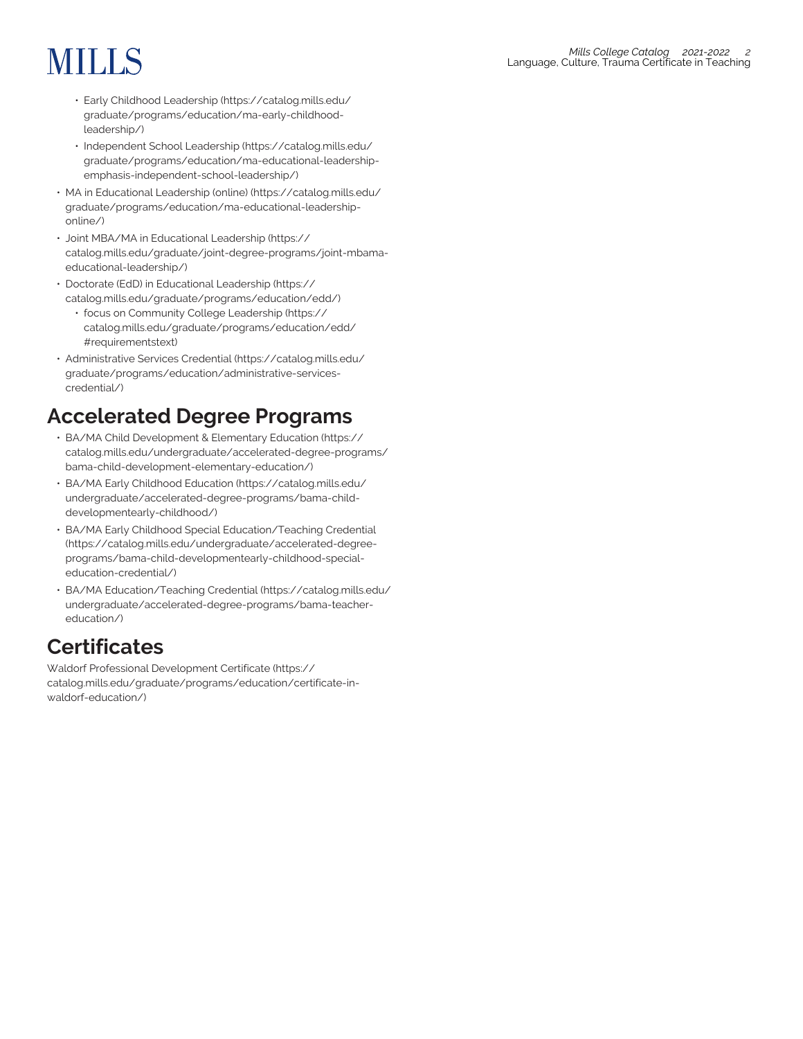- Early Childhood Leadership (https://catalog.mills.edu/graduate/programs/education/ma-early-childhood-leadership/)
- Independent School Leadership (https://catalog.mills.edu/graduate/programs/education/ma-educational-leadership-emphasis-independent-school-leadership/)
- MA in Educational Leadership (online) (https://catalog.mills.edu/graduate/programs/education/ma-educational-leadership-online/)
- Joint MBA/MA in Educational Leadership (https://catalog.mills.edu/graduate/joint-degree-programs/joint-mbama-educational-leadership/)
- Doctorate (EdD) in Educational Leadership (https://catalog.mills.edu/graduate/programs/education/edd/)
  - focus on Community College Leadership (https://catalog.mills.edu/graduate/programs/education/edd/#requirementstext)
- Administrative Services Credential (https://catalog.mills.edu/graduate/programs/education/administrative-services-credential/)

## Accelerated Degree Programs

- BA/MA Child Development & Elementary Education (https://catalog.mills.edu/undergraduate/accelerated-degree-programs/bama-child-development-elementary-education/)
- BA/MA Early Childhood Education (https://catalog.mills.edu/undergraduate/accelerated-degree-programs/bama-child-developmentearly-childhood/)
- BA/MA Early Childhood Special Education/Teaching Credential (https://catalog.mills.edu/undergraduate/accelerated-degree-programs/bama-child-developmentearly-childhood-special-education-credential/)
- BA/MA Education/Teaching Credential (https://catalog.mills.edu/undergraduate/accelerated-degree-programs/bama-teacher-education/)

## Certificates

Waldorf Professional Development Certificate (https://catalog.mills.edu/graduate/programs/education/certificate-in-waldorf-education/)